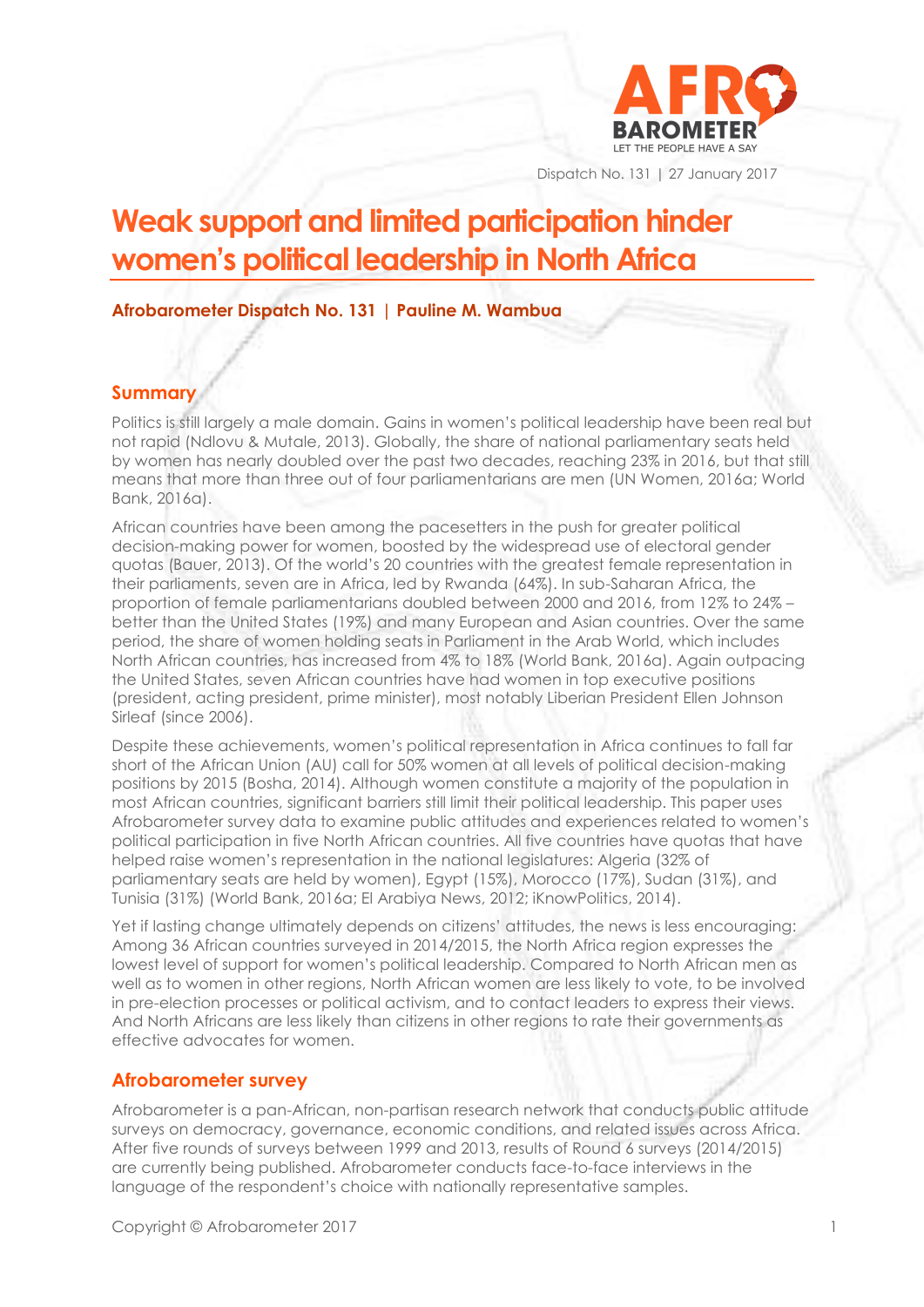Dispatch No. 131 | 27 January 2017

# Weak support and limited participation hinder women's political leadership in North Africa

**Afrobarometer Dispatch No. 131 | Pauline M. Wambua**

## Summary

Politics is still largely a male domain. Gains in women's political leadership have been real but not rapid (Ndlovu & Mutale, 2013). Globally, the share of national parliamentary seats held by women has nearly doubled over the past two decades, reaching 23% in 2016, but that still means that more than three out of four parliamentarians are men (UN Women, 2016a; World Bank, 2016a).

African countries have been among the pacesetters in the push for greater political decision-making power for women, boosted by the widespread use of electoral gender quotas (Bauer, 2013). Of the world's 20 countries with the greatest female representation in their parliaments, seven are in Africa, led by Rwanda (64%). In sub-Saharan Africa, the proportion of female parliamentarians doubled between 2000 and 2016, from 12% to 24% – better than the United States (19%) and many European and Asian countries. Over the same period, the share of women holding seats in Parliament in the Arab World, which includes North African countries, has increased from 4% to 18% (World Bank, 2016a). Again outpacing the United States, seven African countries have had women in top executive positions (president, acting president, prime minister), most notably Liberian President Ellen Johnson Sirleaf (since 2006).

Despite these achievements, women's political representation in Africa continues to fall far short of the African Union (AU) call for 50% women at all levels of political decision-making positions by 2015 (Bosha, 2014). Although women constitute a majority of the population in most African countries, significant barriers still limit their political leadership. This paper uses Afrobarometer survey data to examine public attitudes and experiences related to women's political participation in five North African countries. All five countries have quotas that have helped raise women's representation in the national legislatures: Algeria (32% of parliamentary seats are held by women), Egypt (15%), Morocco (17%), Sudan (31%), and Tunisia (31%) (World Bank, 2016a; El Arabiya News, 2012; iKnowPolitics, 2014).

Yet if lasting change ultimately depends on citizens' attitudes, the news is less encouraging: Among 36 African countries surveyed in 2014/2015, the North Africa region expresses the lowest level of support for women's political leadership. Compared to North African men as well as to women in other regions, North African women are less likely to vote, to be involved in pre-election processes or political activism, and to contact leaders to express their views. And North Africans are less likely than citizens in other regions to rate their governments as effective advocates for women.

## Afrobarometer survey

Afrobarometer is a pan-African, non-partisan research network that conducts public attitude surveys on democracy, governance, economic conditions, and related issues across Africa. After five rounds of surveys between 1999 and 2013, results of Round 6 surveys (2014/2015) are currently being published. Afrobarometer conducts face-to-face interviews in the language of the respondent's choice with nationally representative samples.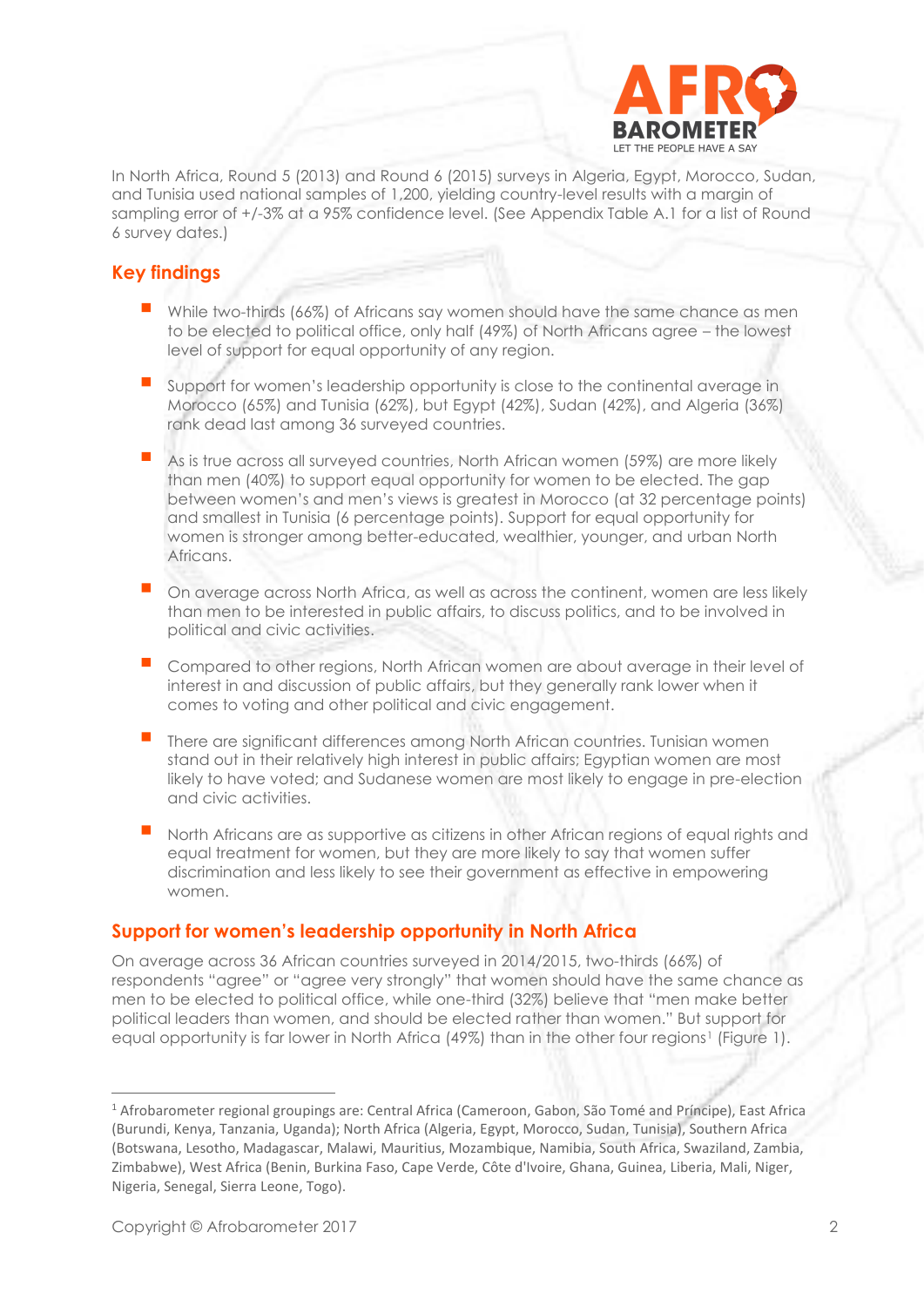In North Africa, Round 5 (2013) and Round 6 (2015) surveys in Algeria, Egypt, Morocco, Sudan, and Tunisia used national samples of 1,200, yielding country-level results with a margin of sampling error of +/-3% at a 95% confidence level. (See Appendix Table A.1 for a list of Round 6 survey dates.)

## Key findings

- While two-thirds (66%) of Africans say women should have the same chance as men to be elected to political office, only half (49%) of North Africans agree – the lowest level of support for equal opportunity of any region.
- Support for women's leadership opportunity is close to the continental average in Morocco (65%) and Tunisia (62%), but Egypt (42%), Sudan (42%), and Algeria (36%) rank dead last among 36 surveyed countries.
- As is true across all surveyed countries, North African women (59%) are more likely than men (40%) to support equal opportunity for women to be elected. The gap between women's and men's views is greatest in Morocco (at 32 percentage points) and smallest in Tunisia (6 percentage points). Support for equal opportunity for women is stronger among better-educated, wealthier, younger, and urban North Africans.
- On average across North Africa, as well as across the continent, women are less likely than men to be interested in public affairs, to discuss politics, and to be involved in political and civic activities.
- Compared to other regions, North African women are about average in their level of interest in and discussion of public affairs, but they generally rank lower when it comes to voting and other political and civic engagement.
- There are significant differences among North African countries. Tunisian women stand out in their relatively high interest in public affairs; Egyptian women are most likely to have voted; and Sudanese women are most likely to engage in pre-election and civic activities.
- North Africans are as supportive as citizens in other African regions of equal rights and equal treatment for women, but they are more likely to say that women suffer discrimination and less likely to see their government as effective in empowering women.

## Support for women's leadership opportunity in North Africa

On average across 36 African countries surveyed in 2014/2015, two-thirds (66%) of respondents "agree" or "agree very strongly" that women should have the same chance as men to be elected to political office, while one-third (32%) believe that "men make better political leaders than women, and should be elected rather than women." But support for equal opportunity is far lower in North Africa (49%) than in the other four regions[1] (Figure 1).

---

[1] Afrobarometer regional groupings are: Central Africa (Cameroon, Gabon, São Tomé and Príncipe), East Africa (Burundi, Kenya, Tanzania, Uganda); North Africa (Algeria, Egypt, Morocco, Sudan, Tunisia), Southern Africa (Botswana, Lesotho, Madagascar, Malawi, Mauritius, Mozambique, Namibia, South Africa, Swaziland, Zambia, Zimbabwe), West Africa (Benin, Burkina Faso, Cape Verde, Côte d'Ivoire, Ghana, Guinea, Liberia, Mali, Niger, Nigeria, Senegal, Sierra Leone, Togo).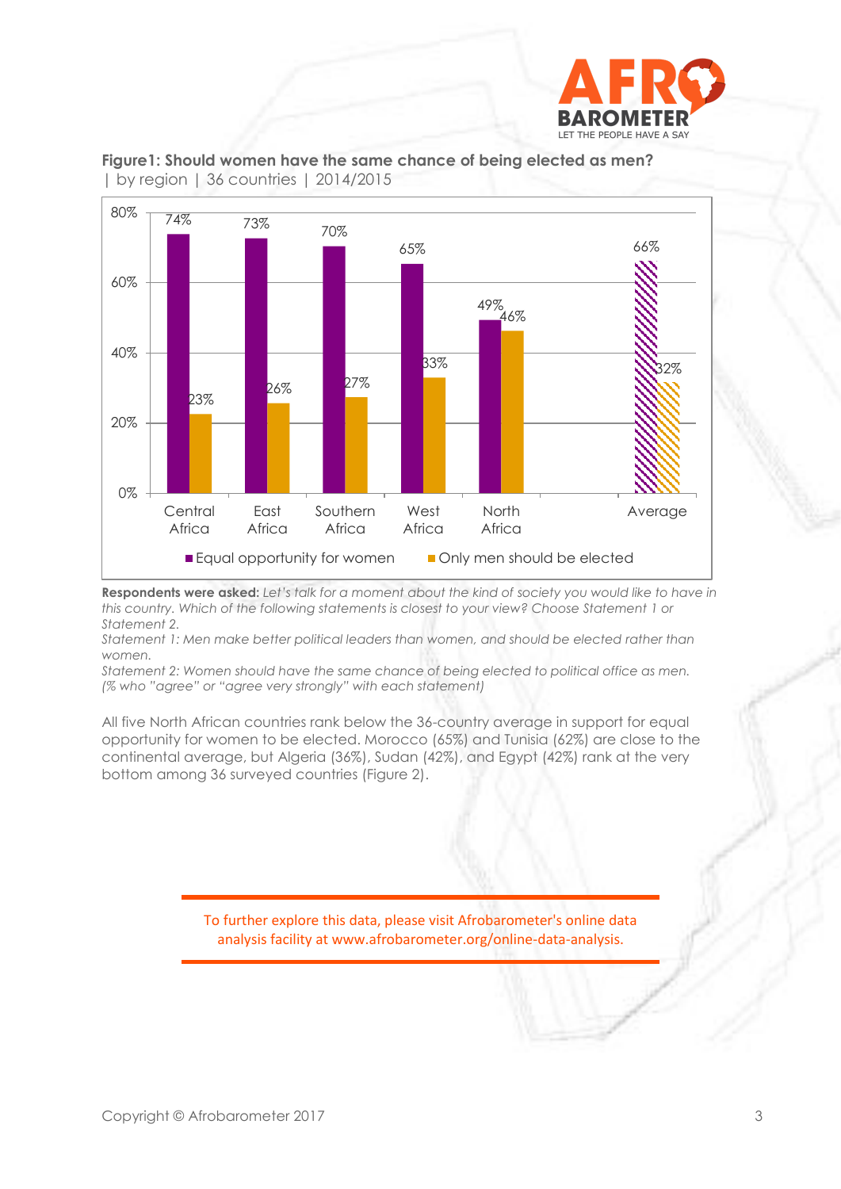**Figure1: Should women have the same chance of being elected as men?** | by region | 36 countries | 2014/2015

| Region | Equal opportunity for women | Only men should be elected |
|---|---|---|
| Central Africa | 74% | 23% |
| East Africa | 73% | 26% |
| Southern Africa | 70% | 27% |
| West Africa | 65% | 33% |
| North Africa | 49% | 46% |
| Average | 66% | 32% |

**Respondents were asked:** *Let's talk for a moment about the kind of society you would like to have in this country. Which of the following statements is closest to your view? Choose Statement 1 or Statement 2.*

*Statement 1: Men make better political leaders than women, and should be elected rather than women.*

*Statement 2: Women should have the same chance of being elected to political office as men.*

*(% who "agree" or "agree very strongly" with each statement)*

All five North African countries rank below the 36-country average in support for equal opportunity for women to be elected. Morocco (65%) and Tunisia (62%) are close to the continental average, but Algeria (36%), Sudan (42%), and Egypt (42%) rank at the very bottom among 36 surveyed countries (Figure 2).

To further explore this data, please visit Afrobarometer's online data analysis facility at www.afrobarometer.org/online-data-analysis.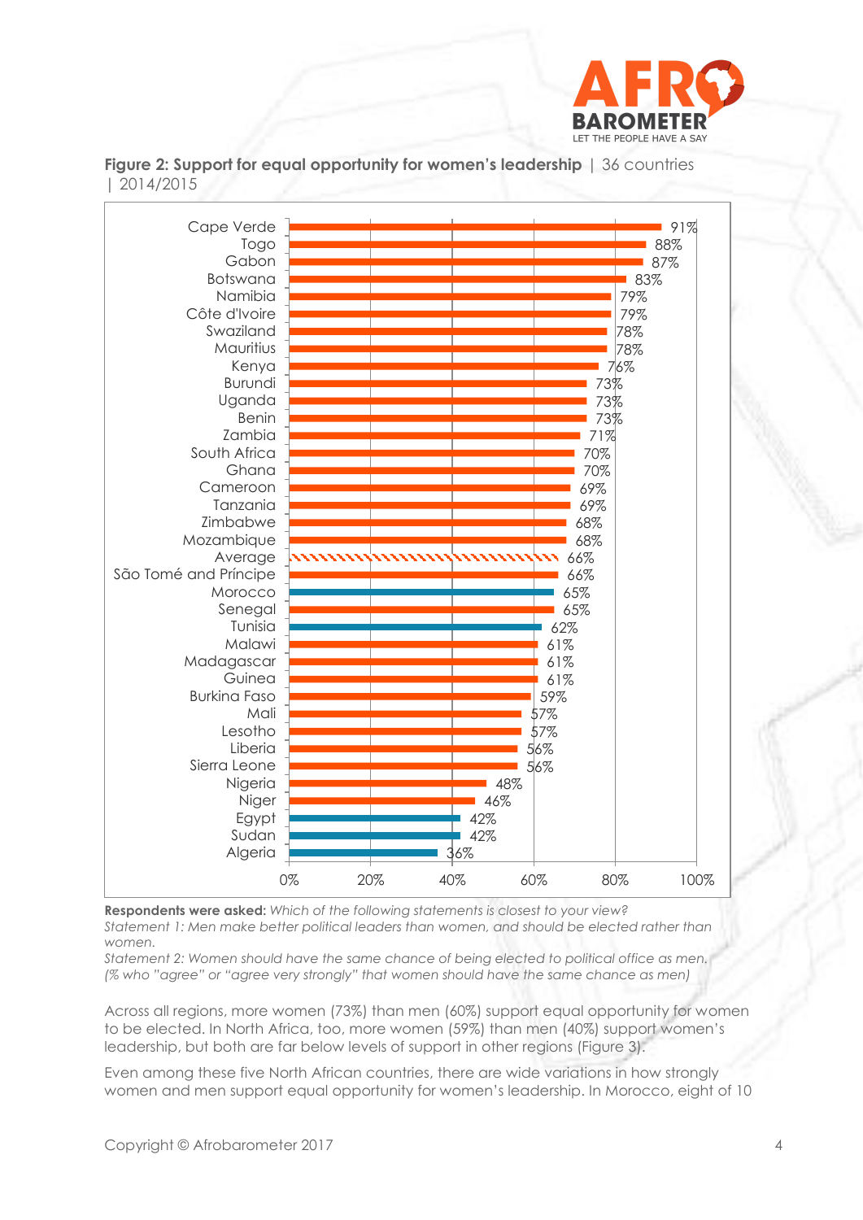**Figure 2: Support for equal opportunity for women's leadership** | 36 countries | 2014/2015

| Country | % |
|---|---|
| Cape Verde | 91% |
| Togo | 88% |
| Gabon | 87% |
| Botswana | 83% |
| Namibia | 79% |
| Côte d'Ivoire | 79% |
| Swaziland | 78% |
| Mauritius | 78% |
| Kenya | 76% |
| Burundi | 73% |
| Uganda | 73% |
| Benin | 73% |
| Zambia | 71% |
| South Africa | 70% |
| Ghana | 70% |
| Cameroon | 69% |
| Tanzania | 69% |
| Zimbabwe | 68% |
| Mozambique | 68% |
| Average | 66% |
| São Tomé and Príncipe | 66% |
| Morocco | 65% |
| Senegal | 65% |
| Tunisia | 62% |
| Malawi | 61% |
| Madagascar | 61% |
| Guinea | 61% |
| Burkina Faso | 59% |
| Mali | 57% |
| Lesotho | 57% |
| Liberia | 56% |
| Sierra Leone | 56% |
| Nigeria | 48% |
| Niger | 46% |
| Egypt | 42% |
| Sudan | 42% |
| Algeria | 36% |

**Respondents were asked:** *Which of the following statements is closest to your view?*
*Statement 1: Men make better political leaders than women, and should be elected rather than women.*
*Statement 2: Women should have the same chance of being elected to political office as men.*
*(% who "agree" or "agree very strongly" that women should have the same chance as men)*

Across all regions, more women (73%) than men (60%) support equal opportunity for women to be elected. In North Africa, too, more women (59%) than men (40%) support women's leadership, but both are far below levels of support in other regions (Figure 3).

Even among these five North African countries, there are wide variations in how strongly women and men support equal opportunity for women's leadership. In Morocco, eight of 10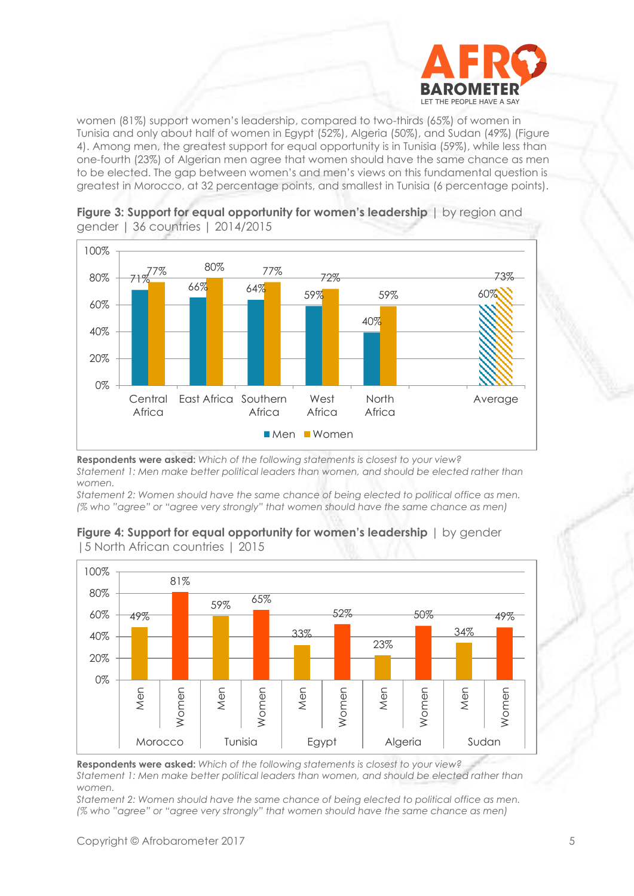women (81%) support women's leadership, compared to two-thirds (65%) of women in Tunisia and only about half of women in Egypt (52%), Algeria (50%), and Sudan (49%) (Figure 4). Among men, the greatest support for equal opportunity is in Tunisia (59%), while less than one-fourth (23%) of Algerian men agree that women should have the same chance as men to be elected. The gap between women's and men's views on this fundamental question is greatest in Morocco, at 32 percentage points, and smallest in Tunisia (6 percentage points).

**Figure 3: Support for equal opportunity for women's leadership** | by region and gender | 36 countries | 2014/2015

| | Men | Women |
|---|---|---|
| Central Africa | 71% | 77% |
| East Africa | 66% | 80% |
| Southern Africa | 64% | 77% |
| West Africa | 59% | 72% |
| North Africa | 40% | 59% |
| Average | 60% | 73% |

**Respondents were asked:** *Which of the following statements is closest to your view?*
*Statement 1: Men make better political leaders than women, and should be elected rather than women.*
*Statement 2: Women should have the same chance of being elected to political office as men.*
*(% who "agree" or "agree very strongly" that women should have the same chance as men)*

**Figure 4: Support for equal opportunity for women's leadership** | by gender | 5 North African countries | 2015

| | Men | Women |
|---|---|---|
| Morocco | 49% | 81% |
| Tunisia | 59% | 65% |
| Egypt | 33% | 52% |
| Algeria | 23% | 50% |
| Sudan | 34% | 49% |

**Respondents were asked:** *Which of the following statements is closest to your view?*
*Statement 1: Men make better political leaders than women, and should be elected rather than women.*
*Statement 2: Women should have the same chance of being elected to political office as men.*
*(% who "agree" or "agree very strongly" that women should have the same chance as men)*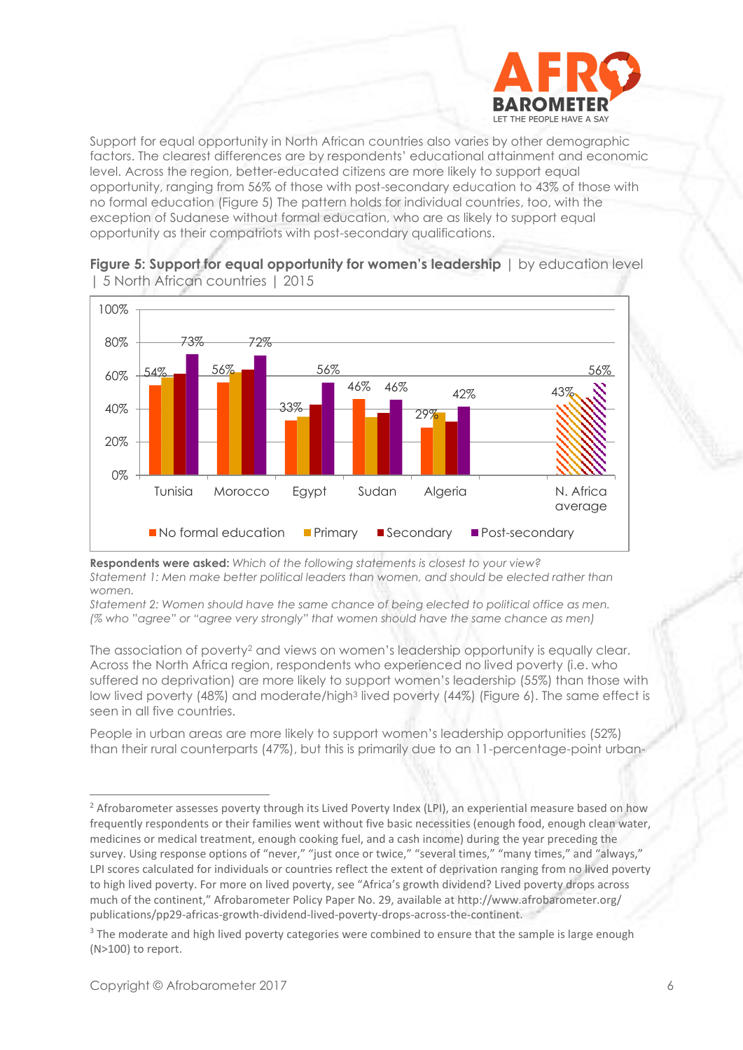Support for equal opportunity in North African countries also varies by other demographic factors. The clearest differences are by respondents' educational attainment and economic level. Across the region, better-educated citizens are more likely to support equal opportunity, ranging from 56% of those with post-secondary education to 43% of those with no formal education (Figure 5) The pattern holds for individual countries, too, with the exception of Sudanese without formal education, who are as likely to support equal opportunity as their compatriots with post-secondary qualifications.

**Figure 5: Support for equal opportunity for women's leadership** | by education level | 5 North African countries | 2015

| | No formal education | Primary | Secondary | Post-secondary |
|---|---|---|---|---|
| Tunisia | 54% | | | 73% |
| Morocco | 56% | | | 72% |
| Egypt | 33% | | | 56% |
| Sudan | 46% | | | 46% |
| Algeria | 29% | | | 42% |
| N. Africa average | 43% | | | 56% |

**Respondents were asked:** *Which of the following statements is closest to your view?*
*Statement 1: Men make better political leaders than women, and should be elected rather than women.*
*Statement 2: Women should have the same chance of being elected to political office as men.*
*(% who "agree" or "agree very strongly" that women should have the same chance as men)*

The association of poverty[2] and views on women's leadership opportunity is equally clear. Across the North Africa region, respondents who experienced no lived poverty (i.e. who suffered no deprivation) are more likely to support women's leadership (55%) than those with low lived poverty (48%) and moderate/high[3] lived poverty (44%) (Figure 6). The same effect is seen in all five countries.

People in urban areas are more likely to support women's leadership opportunities (52%) than their rural counterparts (47%), but this is primarily due to an 11-percentage-point urban-

---

[2] Afrobarometer assesses poverty through its Lived Poverty Index (LPI), an experiential measure based on how frequently respondents or their families went without five basic necessities (enough food, enough clean water, medicines or medical treatment, enough cooking fuel, and a cash income) during the year preceding the survey. Using response options of "never," "just once or twice," "several times," "many times," and "always," LPI scores calculated for individuals or countries reflect the extent of deprivation ranging from no lived poverty to high lived poverty. For more on lived poverty, see "Africa's growth dividend? Lived poverty drops across much of the continent," Afrobarometer Policy Paper No. 29, available at http://www.afrobarometer.org/publications/pp29-africas-growth-dividend-lived-poverty-drops-across-the-continent.

[3] The moderate and high lived poverty categories were combined to ensure that the sample is large enough (N>100) to report.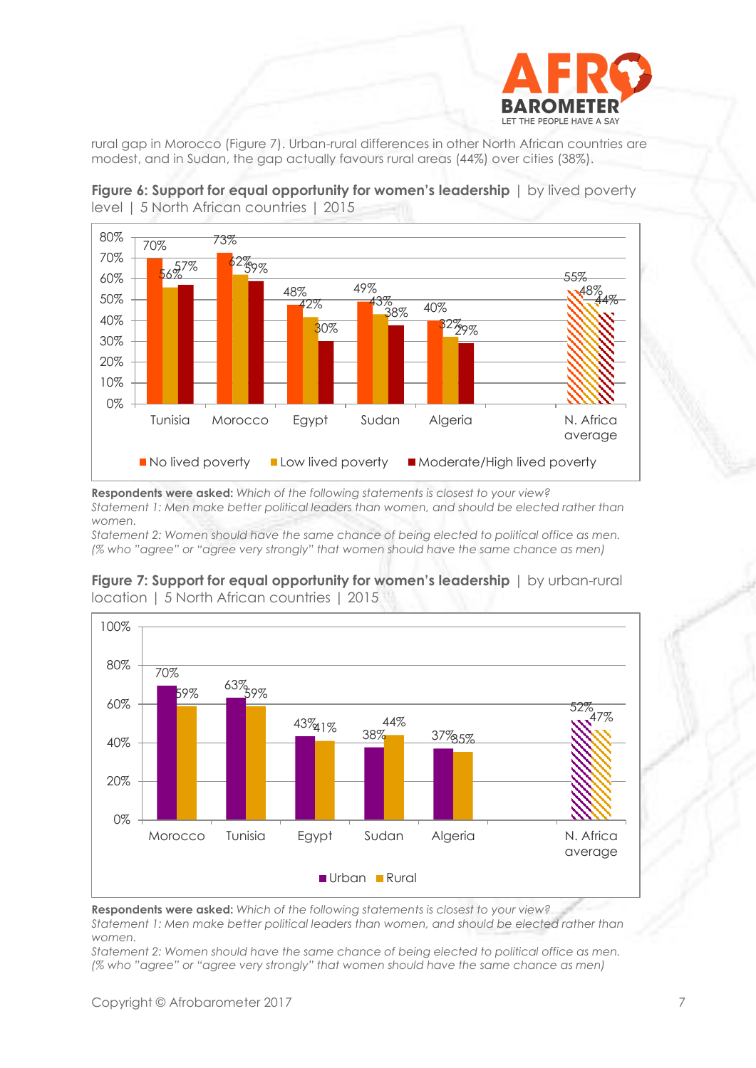rural gap in Morocco (Figure 7). Urban-rural differences in other North African countries are modest, and in Sudan, the gap actually favours rural areas (44%) over cities (38%).

**Figure 6: Support for equal opportunity for women's leadership** | by lived poverty level | 5 North African countries | 2015

| | No lived poverty | Low lived poverty | Moderate/High lived poverty |
|---|---|---|---|
| Tunisia | 70% | 56% | 57% |
| Morocco | 73% | 62% | 59% |
| Egypt | 48% | 42% | 30% |
| Sudan | 49% | 43% | 38% |
| Algeria | 40% | 32% | 29% |
| N. Africa average | 55% | 48% | 44% |

**Respondents were asked:** *Which of the following statements is closest to your view?*
*Statement 1: Men make better political leaders than women, and should be elected rather than women.*
*Statement 2: Women should have the same chance of being elected to political office as men.*
*(% who "agree" or "agree very strongly" that women should have the same chance as men)*

**Figure 7: Support for equal opportunity for women's leadership** | by urban-rural location | 5 North African countries | 2015

| | Urban | Rural |
|---|---|---|
| Morocco | 70% | 59% |
| Tunisia | 63% | 59% |
| Egypt | 43% | 41% |
| Sudan | 38% | 44% |
| Algeria | 37% | 35% |
| N. Africa average | 52% | 47% |

**Respondents were asked:** *Which of the following statements is closest to your view?*
*Statement 1: Men make better political leaders than women, and should be elected rather than women.*
*Statement 2: Women should have the same chance of being elected to political office as men.*
*(% who "agree" or "agree very strongly" that women should have the same chance as men)*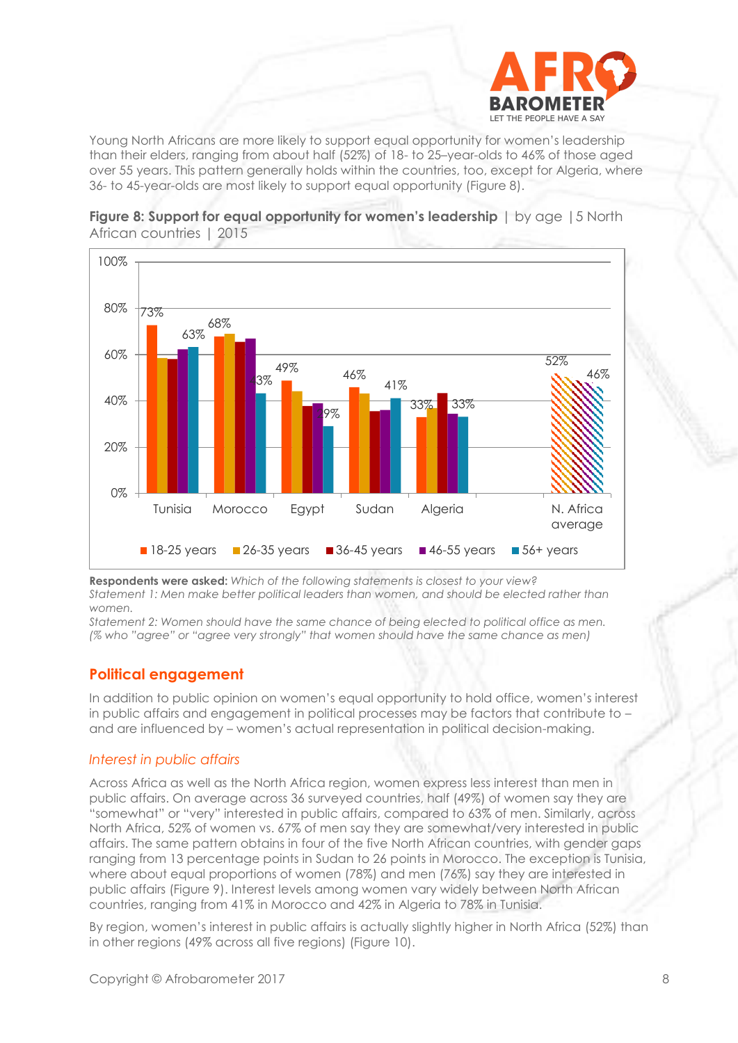Young North Africans are more likely to support equal opportunity for women's leadership than their elders, ranging from about half (52%) of 18- to 25–year-olds to 46% of those aged over 55 years. This pattern generally holds within the countries, too, except for Algeria, where 36- to 45-year-olds are most likely to support equal opportunity (Figure 8).

**Figure 8: Support for equal opportunity for women's leadership** | by age | 5 North African countries | 2015

**Respondents were asked:** *Which of the following statements is closest to your view?*
*Statement 1: Men make better political leaders than women, and should be elected rather than women.*
*Statement 2: Women should have the same chance of being elected to political office as men.*
*(% who "agree" or "agree very strongly" that women should have the same chance as men)*

## Political engagement

In addition to public opinion on women's equal opportunity to hold office, women's interest in public affairs and engagement in political processes may be factors that contribute to – and are influenced by – women's actual representation in political decision-making.

### *Interest in public affairs*

Across Africa as well as the North Africa region, women express less interest than men in public affairs. On average across 36 surveyed countries, half (49%) of women say they are "somewhat" or "very" interested in public affairs, compared to 63% of men. Similarly, across North Africa, 52% of women vs. 67% of men say they are somewhat/very interested in public affairs. The same pattern obtains in four of the five North African countries, with gender gaps ranging from 13 percentage points in Sudan to 26 points in Morocco. The exception is Tunisia, where about equal proportions of women (78%) and men (76%) say they are interested in public affairs (Figure 9). Interest levels among women vary widely between North African countries, ranging from 41% in Morocco and 42% in Algeria to 78% in Tunisia.

By region, women's interest in public affairs is actually slightly higher in North Africa (52%) than in other regions (49% across all five regions) (Figure 10).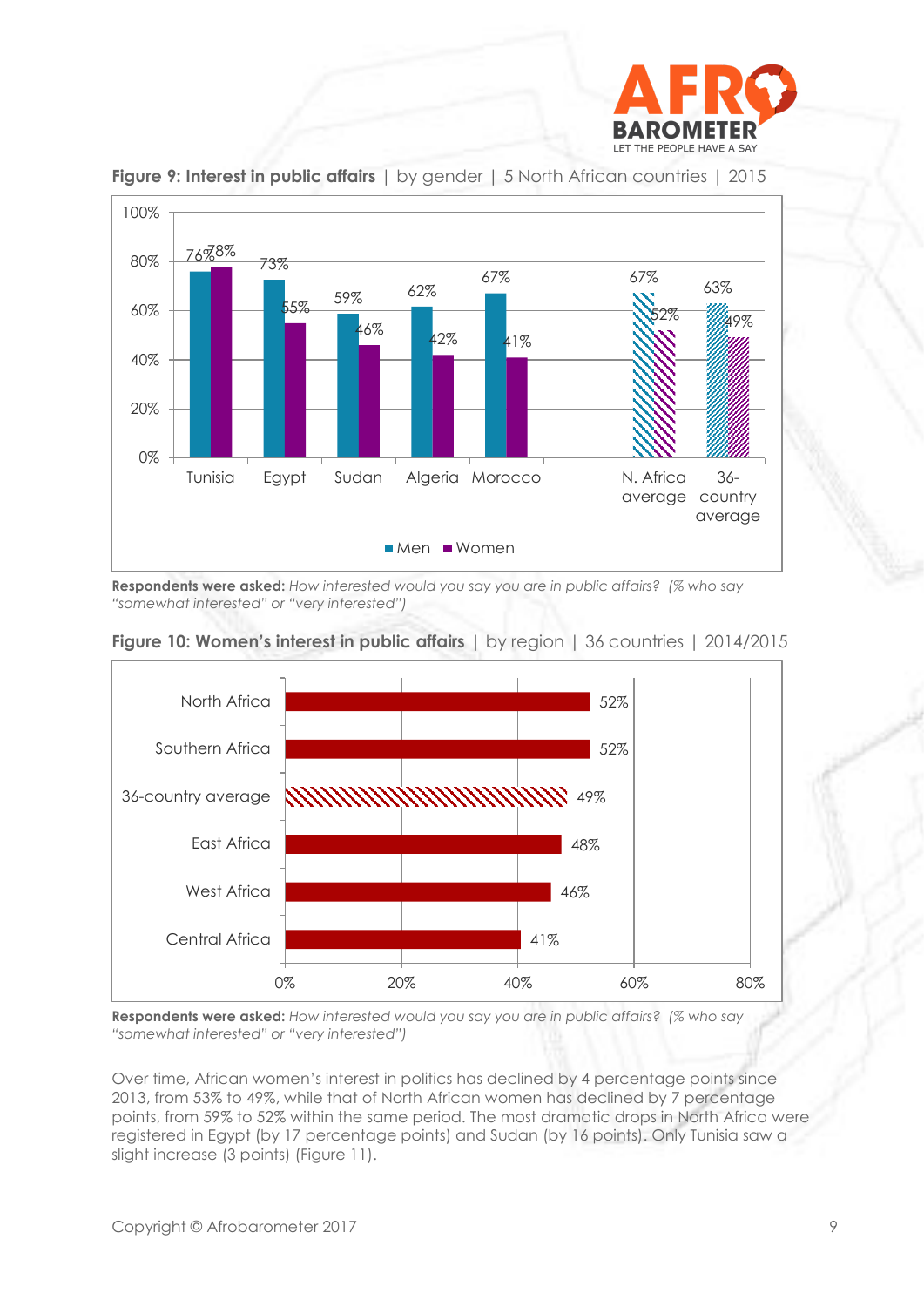**Figure 9: Interest in public affairs** | by gender | 5 North African countries | 2015

| | Men | Women |
|---|---|---|
| Tunisia | 76% | 78% |
| Egypt | 73% | 55% |
| Sudan | 59% | 46% |
| Algeria | 62% | 42% |
| Morocco | 67% | 41% |
| N. Africa average | 67% | 52% |
| 36-country average | 63% | 49% |

**Respondents were asked:** *How interested would you say you are in public affairs? (% who say "somewhat interested" or "very interested")*

**Figure 10: Women's interest in public affairs** | by region | 36 countries | 2014/2015

| Region | % |
|---|---|
| North Africa | 52% |
| Southern Africa | 52% |
| 36-country average | 49% |
| East Africa | 48% |
| West Africa | 46% |
| Central Africa | 41% |

**Respondents were asked:** *How interested would you say you are in public affairs? (% who say "somewhat interested" or "very interested")*

Over time, African women's interest in politics has declined by 4 percentage points since 2013, from 53% to 49%, while that of North African women has declined by 7 percentage points, from 59% to 52% within the same period. The most dramatic drops in North Africa were registered in Egypt (by 17 percentage points) and Sudan (by 16 points). Only Tunisia saw a slight increase (3 points) (Figure 11).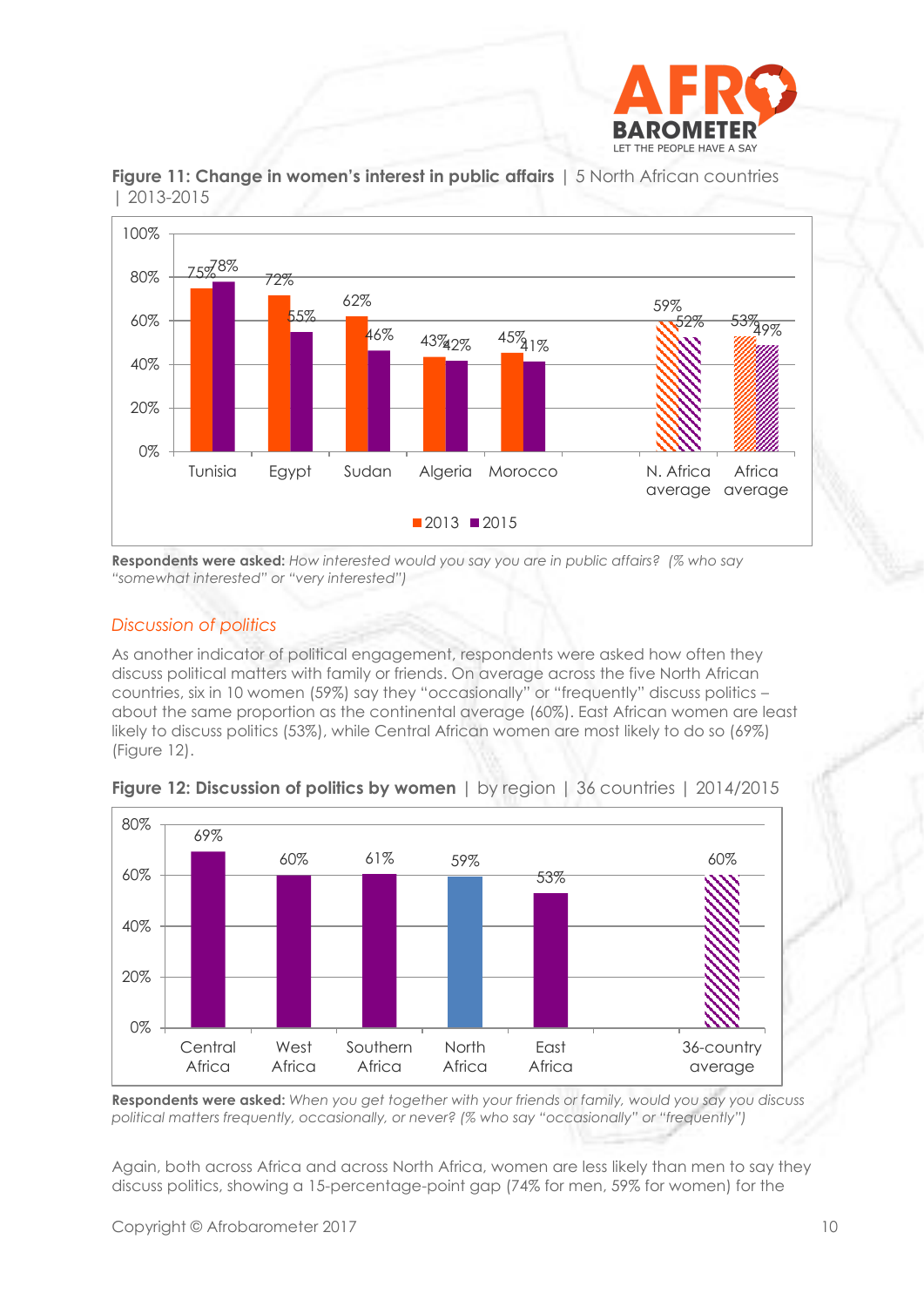**Figure 11: Change in women's interest in public affairs** | 5 North African countries | 2013-2015

| | 2013 | 2015 |
|---|---|---|
| Tunisia | 75% | 78% |
| Egypt | 72% | 55% |
| Sudan | 62% | 46% |
| Algeria | 43% | 42% |
| Morocco | 45% | 41% |
| N. Africa average | 59% | 52% |
| Africa average | 53% | 49% |

**Respondents were asked:** *How interested would you say you are in public affairs? (% who say "somewhat interested" or "very interested")*

### *Discussion of politics*

As another indicator of political engagement, respondents were asked how often they discuss political matters with family or friends. On average across the five North African countries, six in 10 women (59%) say they "occasionally" or "frequently" discuss politics – about the same proportion as the continental average (60%). East African women are least likely to discuss politics (53%), while Central African women are most likely to do so (69%) (Figure 12).

**Figure 12: Discussion of politics by women** | by region | 36 countries | 2014/2015

| Region | % |
|---|---|
| Central Africa | 69% |
| West Africa | 60% |
| Southern Africa | 61% |
| North Africa | 59% |
| East Africa | 53% |
| 36-country average | 60% |

**Respondents were asked:** *When you get together with your friends or family, would you say you discuss political matters frequently, occasionally, or never? (% who say "occasionally" or "frequently")*

Again, both across Africa and across North Africa, women are less likely than men to say they discuss politics, showing a 15-percentage-point gap (74% for men, 59% for women) for the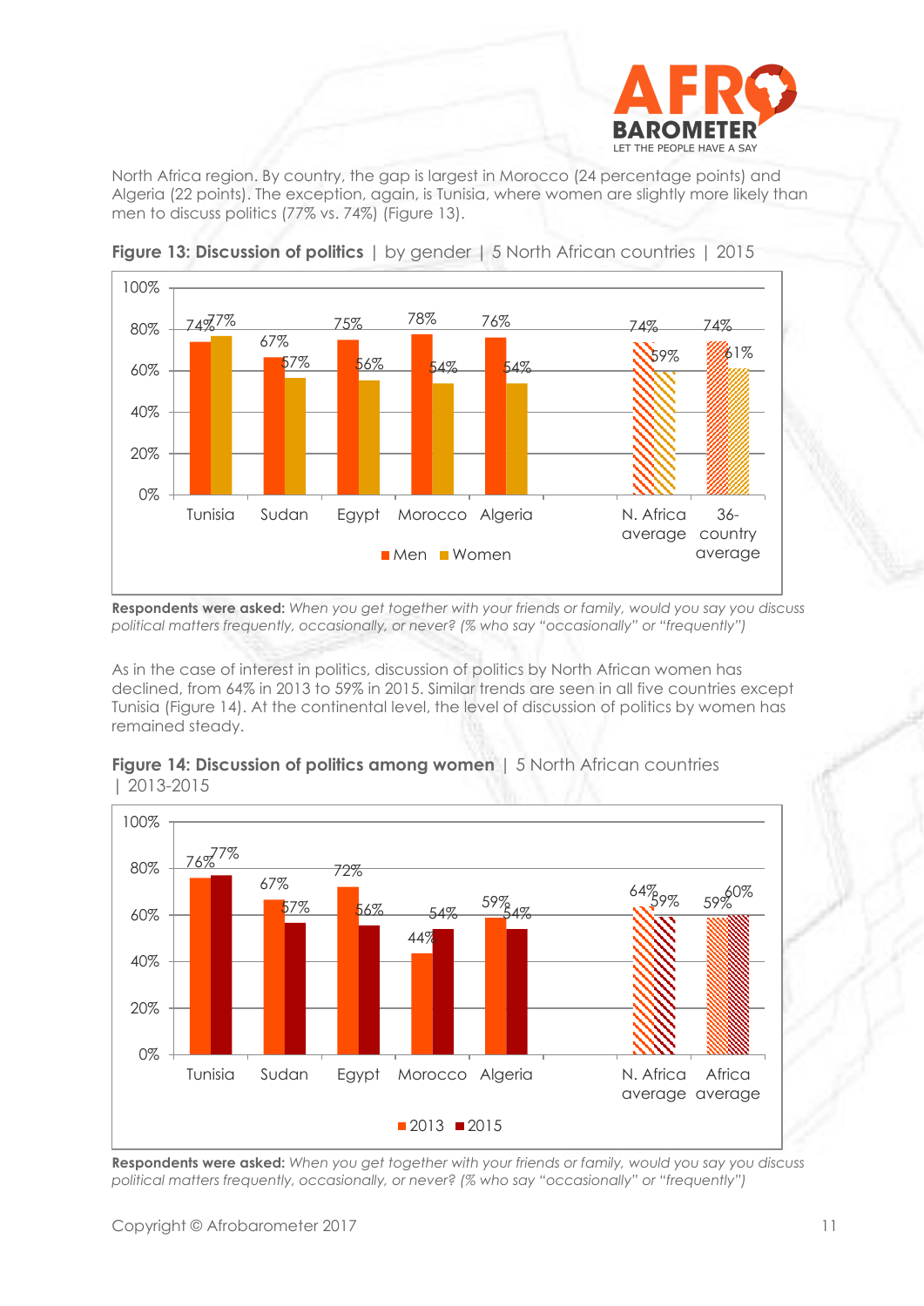North Africa region. By country, the gap is largest in Morocco (24 percentage points) and Algeria (22 points). The exception, again, is Tunisia, where women are slightly more likely than men to discuss politics (77% vs. 74%) (Figure 13).

**Figure 13: Discussion of politics** | by gender | 5 North African countries | 2015

| | Men | Women |
|---|---|---|
| Tunisia | 74% | 77% |
| Sudan | 67% | 57% |
| Egypt | 75% | 56% |
| Morocco | 78% | 54% |
| Algeria | 76% | 54% |
| N. Africa average | 74% | 59% |
| 36-country average | 74% | 61% |

**Respondents were asked:** *When you get together with your friends or family, would you say you discuss political matters frequently, occasionally, or never? (% who say "occasionally" or "frequently")*

As in the case of interest in politics, discussion of politics by North African women has declined, from 64% in 2013 to 59% in 2015. Similar trends are seen in all five countries except Tunisia (Figure 14). At the continental level, the level of discussion of politics by women has remained steady.

**Figure 14: Discussion of politics among women** | 5 North African countries | 2013-2015

| | 2013 | 2015 |
|---|---|---|
| Tunisia | 76% | 77% |
| Sudan | 67% | 57% |
| Egypt | 72% | 56% |
| Morocco | 44% | 54% |
| Algeria | 59% | 54% |
| N. Africa average | 64% | 59% |
| Africa average | 59% | 60% |

**Respondents were asked:** *When you get together with your friends or family, would you say you discuss political matters frequently, occasionally, or never? (% who say "occasionally" or "frequently")*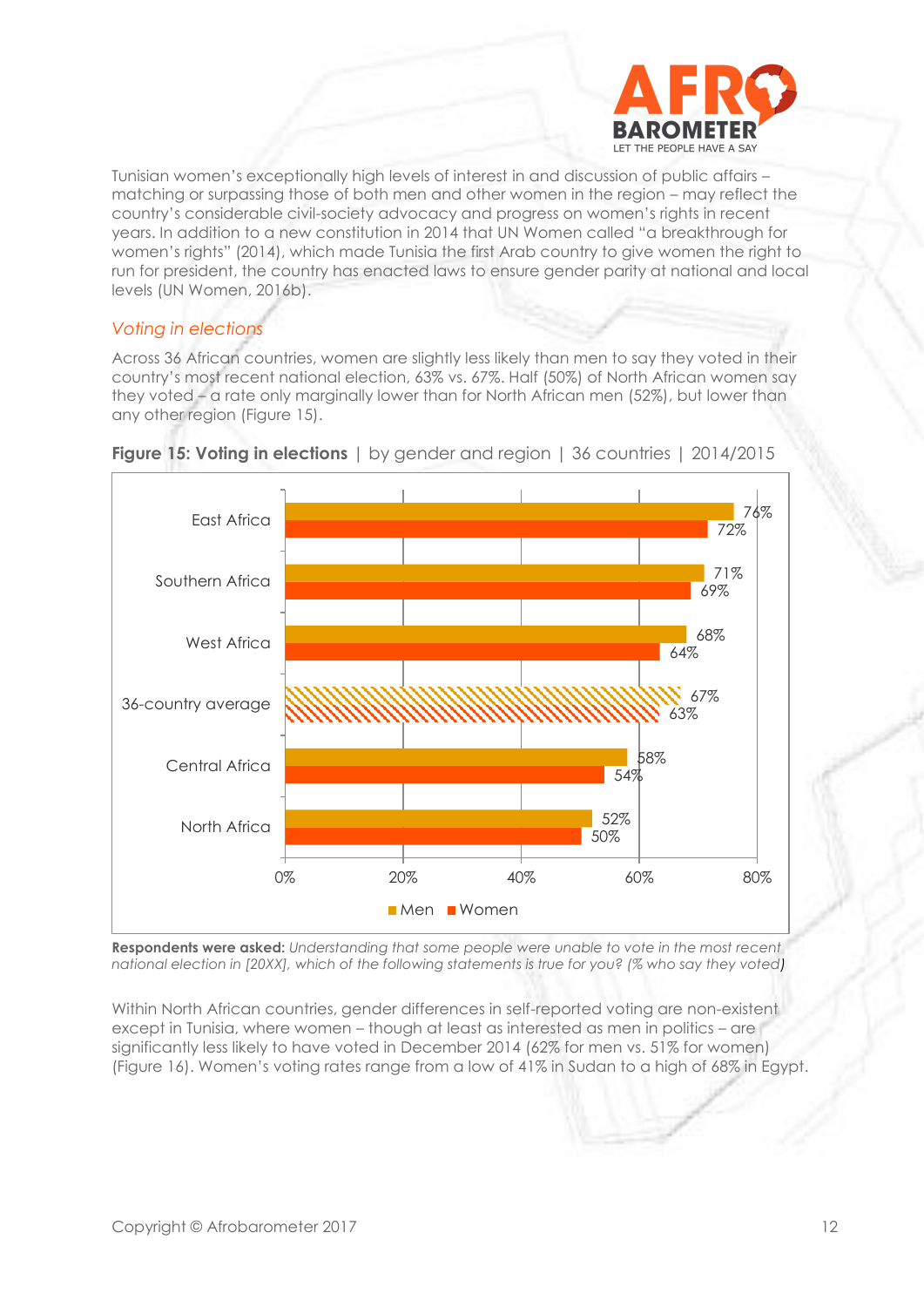Tunisian women's exceptionally high levels of interest in and discussion of public affairs – matching or surpassing those of both men and other women in the region – may reflect the country's considerable civil-society advocacy and progress on women's rights in recent years. In addition to a new constitution in 2014 that UN Women called "a breakthrough for women's rights" (2014), which made Tunisia the first Arab country to give women the right to run for president, the country has enacted laws to ensure gender parity at national and local levels (UN Women, 2016b).

### *Voting in elections*

Across 36 African countries, women are slightly less likely than men to say they voted in their country's most recent national election, 63% vs. 67%. Half (50%) of North African women say they voted – a rate only marginally lower than for North African men (52%), but lower than any other region (Figure 15).

**Figure 15: Voting in elections** | by gender and region | 36 countries | 2014/2015

| Region | Men | Women |
| --- | --- | --- |
| East Africa | 76% | 72% |
| Southern Africa | 71% | 69% |
| West Africa | 68% | 64% |
| 36-country average | 67% | 63% |
| Central Africa | 58% | 54% |
| North Africa | 52% | 50% |

**Respondents were asked:** *Understanding that some people were unable to vote in the most recent national election in [20XX], which of the following statements is true for you? (% who say they voted)*

Within North African countries, gender differences in self-reported voting are non-existent except in Tunisia, where women – though at least as interested as men in politics – are significantly less likely to have voted in December 2014 (62% for men vs. 51% for women) (Figure 16). Women's voting rates range from a low of 41% in Sudan to a high of 68% in Egypt.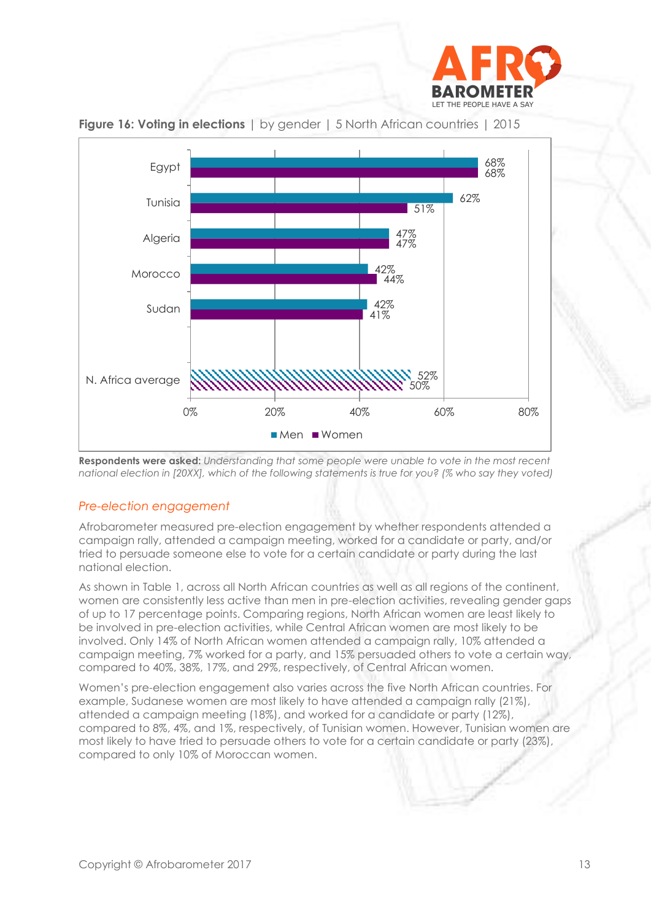**Figure 16: Voting in elections** | by gender | 5 North African countries | 2015

| | Men | Women |
|---|---|---|
| Egypt | 68% | 68% |
| Tunisia | 62% | 51% |
| Algeria | 47% | 47% |
| Morocco | 42% | 44% |
| Sudan | 42% | 41% |
| N. Africa average | 52% | 50% |

**Respondents were asked:** *Understanding that some people were unable to vote in the most recent national election in [20XX], which of the following statements is true for you? (% who say they voted)*

### *Pre-election engagement*

Afrobarometer measured pre-election engagement by whether respondents attended a campaign rally, attended a campaign meeting, worked for a candidate or party, and/or tried to persuade someone else to vote for a certain candidate or party during the last national election.

As shown in Table 1, across all North African countries as well as all regions of the continent, women are consistently less active than men in pre-election activities, revealing gender gaps of up to 17 percentage points. Comparing regions, North African women are least likely to be involved in pre-election activities, while Central African women are most likely to be involved. Only 14% of North African women attended a campaign rally, 10% attended a campaign meeting, 7% worked for a party, and 15% persuaded others to vote a certain way, compared to 40%, 38%, 17%, and 29%, respectively, of Central African women.

Women's pre-election engagement also varies across the five North African countries. For example, Sudanese women are most likely to have attended a campaign rally (21%), attended a campaign meeting (18%), and worked for a candidate or party (12%), compared to 8%, 4%, and 1%, respectively, of Tunisian women. However, Tunisian women are most likely to have tried to persuade others to vote for a certain candidate or party (23%), compared to only 10% of Moroccan women.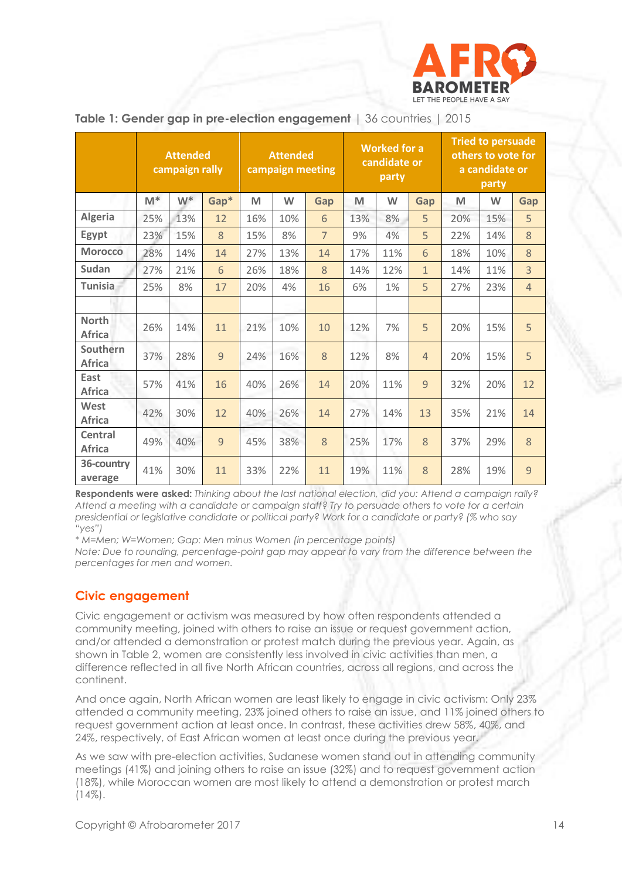**Table 1: Gender gap in pre-election engagement** | 36 countries | 2015

| | Attended campaign rally | | | Attended campaign meeting | | | Worked for a candidate or party | | | Tried to persuade others to vote for a candidate or party | | |
|---|---|---|---|---|---|---|---|---|---|---|---|---|
| | M* | W* | Gap* | M | W | Gap | M | W | Gap | M | W | Gap |
| Algeria | 25% | 13% | 12 | 16% | 10% | 6 | 13% | 8% | 5 | 20% | 15% | 5 |
| Egypt | 23% | 15% | 8 | 15% | 8% | 7 | 9% | 4% | 5 | 22% | 14% | 8 |
| Morocco | 28% | 14% | 14 | 27% | 13% | 14 | 17% | 11% | 6 | 18% | 10% | 8 |
| Sudan | 27% | 21% | 6 | 26% | 18% | 8 | 14% | 12% | 1 | 14% | 11% | 3 |
| Tunisia | 25% | 8% | 17 | 20% | 4% | 16 | 6% | 1% | 5 | 27% | 23% | 4 |
| | | | | | | | | | | | | |
| North Africa | 26% | 14% | 11 | 21% | 10% | 10 | 12% | 7% | 5 | 20% | 15% | 5 |
| Southern Africa | 37% | 28% | 9 | 24% | 16% | 8 | 12% | 8% | 4 | 20% | 15% | 5 |
| East Africa | 57% | 41% | 16 | 40% | 26% | 14 | 20% | 11% | 9 | 32% | 20% | 12 |
| West Africa | 42% | 30% | 12 | 40% | 26% | 14 | 27% | 14% | 13 | 35% | 21% | 14 |
| Central Africa | 49% | 40% | 9 | 45% | 38% | 8 | 25% | 17% | 8 | 37% | 29% | 8 |
| 36-country average | 41% | 30% | 11 | 33% | 22% | 11 | 19% | 11% | 8 | 28% | 19% | 9 |

**Respondents were asked:** *Thinking about the last national election, did you: Attend a campaign rally? Attend a meeting with a candidate or campaign staff? Try to persuade others to vote for a certain presidential or legislative candidate or political party? Work for a candidate or party? (% who say "yes")*

*\* M=Men; W=Women; Gap: Men minus Women (in percentage points)*

*Note: Due to rounding, percentage-point gap may appear to vary from the difference between the percentages for men and women.*

## Civic engagement

Civic engagement or activism was measured by how often respondents attended a community meeting, joined with others to raise an issue or request government action, and/or attended a demonstration or protest match during the previous year. Again, as shown in Table 2, women are consistently less involved in civic activities than men, a difference reflected in all five North African countries, across all regions, and across the continent.

And once again, North African women are least likely to engage in civic activism: Only 23% attended a community meeting, 23% joined others to raise an issue, and 11% joined others to request government action at least once. In contrast, these activities drew 58%, 40%, and 24%, respectively, of East African women at least once during the previous year.

As we saw with pre-election activities, Sudanese women stand out in attending community meetings (41%) and joining others to raise an issue (32%) and to request government action (18%), while Moroccan women are most likely to attend a demonstration or protest march (14%).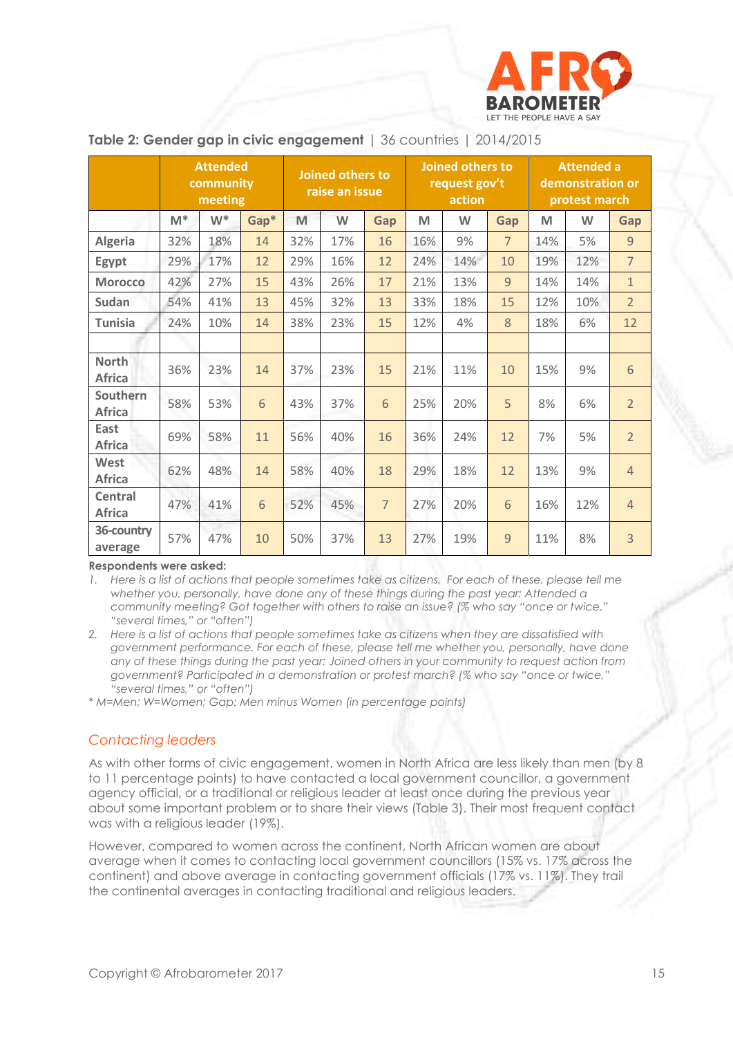**Table 2: Gender gap in civic engagement** | 36 countries | 2014/2015

| | Attended community meeting | | | Joined others to raise an issue | | | Joined others to request gov't action | | | Attended a demonstration or protest march | | |
|---|---|---|---|---|---|---|---|---|---|---|---|---|
| | M* | W* | Gap* | M | W | Gap | M | W | Gap | M | W | Gap |
| **Algeria** | 32% | 18% | 14 | 32% | 17% | 16 | 16% | 9% | 7 | 14% | 5% | 9 |
| **Egypt** | 29% | 17% | 12 | 29% | 16% | 12 | 24% | 14% | 10 | 19% | 12% | 7 |
| **Morocco** | 42% | 27% | 15 | 43% | 26% | 17 | 21% | 13% | 9 | 14% | 14% | 1 |
| **Sudan** | 54% | 41% | 13 | 45% | 32% | 13 | 33% | 18% | 15 | 12% | 10% | 2 |
| **Tunisia** | 24% | 10% | 14 | 38% | 23% | 15 | 12% | 4% | 8 | 18% | 6% | 12 |
| | | | | | | | | | | | | |
| **North Africa** | 36% | 23% | 14 | 37% | 23% | 15 | 21% | 11% | 10 | 15% | 9% | 6 |
| **Southern Africa** | 58% | 53% | 6 | 43% | 37% | 6 | 25% | 20% | 5 | 8% | 6% | 2 |
| **East Africa** | 69% | 58% | 11 | 56% | 40% | 16 | 36% | 24% | 12 | 7% | 5% | 2 |
| **West Africa** | 62% | 48% | 14 | 58% | 40% | 18 | 29% | 18% | 12 | 13% | 9% | 4 |
| **Central Africa** | 47% | 41% | 6 | 52% | 45% | 7 | 27% | 20% | 6 | 16% | 12% | 4 |
| **36-country average** | 57% | 47% | 10 | 50% | 37% | 13 | 27% | 19% | 9 | 11% | 8% | 3 |

**Respondents were asked:**

1. *Here is a list of actions that people sometimes take as citizens. For each of these, please tell me whether you, personally, have done any of these things during the past year: Attended a community meeting? Got together with others to raise an issue? (% who say "once or twice," "several times," or "often")*
2. *Here is a list of actions that people sometimes take as citizens when they are dissatisfied with government performance. For each of these, please tell me whether you, personally, have done any of these things during the past year: Joined others in your community to request action from government? Participated in a demonstration or protest march? (% who say "once or twice," "several times," or "often")*

*\* M=Men; W=Women; Gap: Men minus Women (in percentage points)*

### *Contacting leaders*

As with other forms of civic engagement, women in North Africa are less likely than men (by 8 to 11 percentage points) to have contacted a local government councillor, a government agency official, or a traditional or religious leader at least once during the previous year about some important problem or to share their views (Table 3). Their most frequent contact was with a religious leader (19%).

However, compared to women across the continent, North African women are about average when it comes to contacting local government councillors (15% vs. 17% across the continent) and above average in contacting government officials (17% vs. 11%). They trail the continental averages in contacting traditional and religious leaders.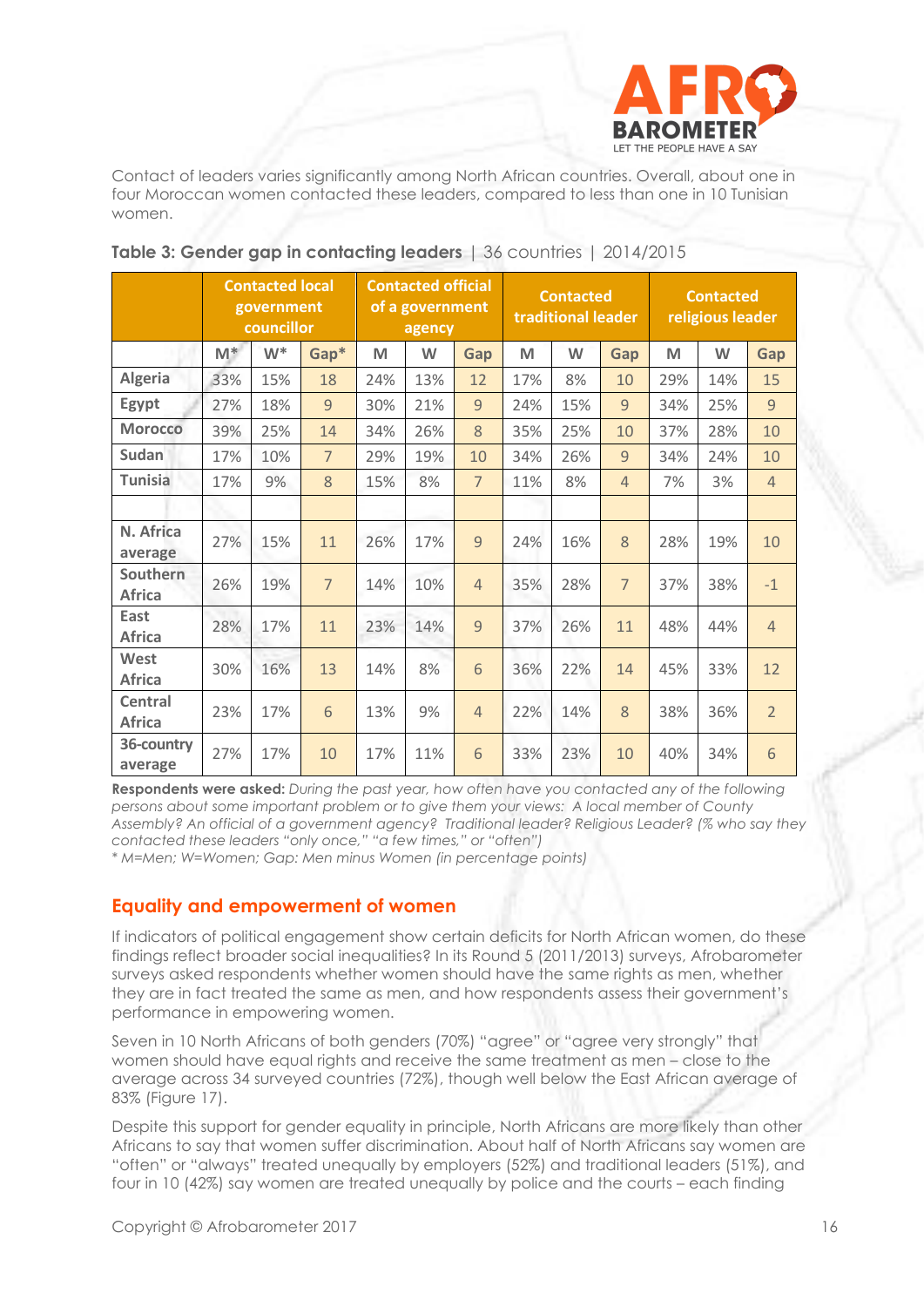Contact of leaders varies significantly among North African countries. Overall, about one in four Moroccan women contacted these leaders, compared to less than one in 10 Tunisian women.

**Table 3: Gender gap in contacting leaders** | 36 countries | 2014/2015

| | Contacted local government councillor | | | Contacted official of a government agency | | | Contacted traditional leader | | | Contacted religious leader | | |
|---|---|---|---|---|---|---|---|---|---|---|---|---|
| | M* | W* | Gap* | M | W | Gap | M | W | Gap | M | W | Gap |
| Algeria | 33% | 15% | 18 | 24% | 13% | 12 | 17% | 8% | 10 | 29% | 14% | 15 |
| Egypt | 27% | 18% | 9 | 30% | 21% | 9 | 24% | 15% | 9 | 34% | 25% | 9 |
| Morocco | 39% | 25% | 14 | 34% | 26% | 8 | 35% | 25% | 10 | 37% | 28% | 10 |
| Sudan | 17% | 10% | 7 | 29% | 19% | 10 | 34% | 26% | 9 | 34% | 24% | 10 |
| Tunisia | 17% | 9% | 8 | 15% | 8% | 7 | 11% | 8% | 4 | 7% | 3% | 4 |
| | | | | | | | | | | | | |
| N. Africa average | 27% | 15% | 11 | 26% | 17% | 9 | 24% | 16% | 8 | 28% | 19% | 10 |
| Southern Africa | 26% | 19% | 7 | 14% | 10% | 4 | 35% | 28% | 7 | 37% | 38% | -1 |
| East Africa | 28% | 17% | 11 | 23% | 14% | 9 | 37% | 26% | 11 | 48% | 44% | 4 |
| West Africa | 30% | 16% | 13 | 14% | 8% | 6 | 36% | 22% | 14 | 45% | 33% | 12 |
| Central Africa | 23% | 17% | 6 | 13% | 9% | 4 | 22% | 14% | 8 | 38% | 36% | 2 |
| 36-country average | 27% | 17% | 10 | 17% | 11% | 6 | 33% | 23% | 10 | 40% | 34% | 6 |

**Respondents were asked:** *During the past year, how often have you contacted any of the following persons about some important problem or to give them your views: A local member of County Assembly? An official of a government agency? Traditional leader? Religious Leader? (% who say they contacted these leaders "only once," "a few times," or "often")*

*\* M=Men; W=Women; Gap: Men minus Women (in percentage points)*

## Equality and empowerment of women

If indicators of political engagement show certain deficits for North African women, do these findings reflect broader social inequalities? In its Round 5 (2011/2013) surveys, Afrobarometer surveys asked respondents whether women should have the same rights as men, whether they are in fact treated the same as men, and how respondents assess their government's performance in empowering women.

Seven in 10 North Africans of both genders (70%) "agree" or "agree very strongly" that women should have equal rights and receive the same treatment as men – close to the average across 34 surveyed countries (72%), though well below the East African average of 83% (Figure 17).

Despite this support for gender equality in principle, North Africans are more likely than other Africans to say that women suffer discrimination. About half of North Africans say women are "often" or "always" treated unequally by employers (52%) and traditional leaders (51%), and four in 10 (42%) say women are treated unequally by police and the courts – each finding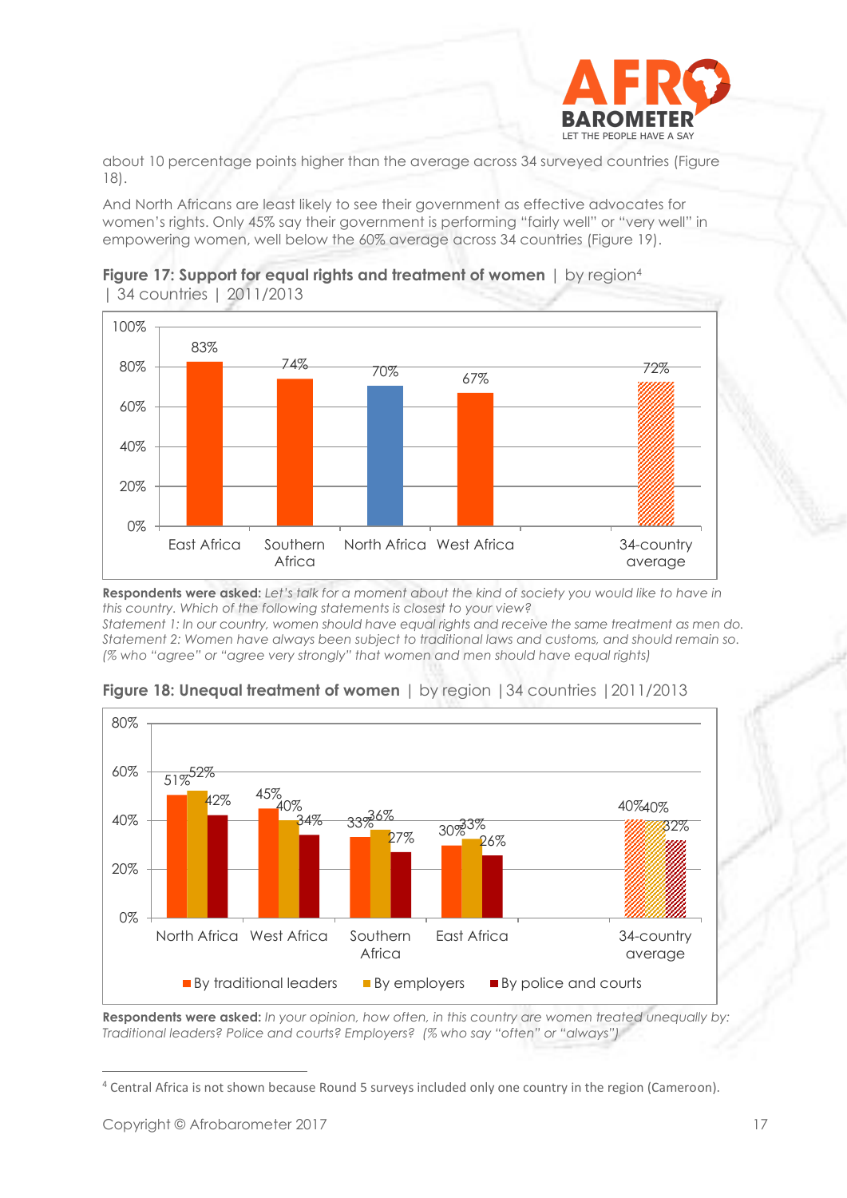about 10 percentage points higher than the average across 34 surveyed countries (Figure 18).

And North Africans are least likely to see their government as effective advocates for women's rights. Only 45% say their government is performing "fairly well" or "very well" in empowering women, well below the 60% average across 34 countries (Figure 19).

**Figure 17: Support for equal rights and treatment of women** | by region[4] | 34 countries | 2011/2013

| Region | % |
|---|---|
| East Africa | 83% |
| Southern Africa | 74% |
| North Africa | 70% |
| West Africa | 67% |
| 34-country average | 72% |

**Respondents were asked:** *Let's talk for a moment about the kind of society you would like to have in this country. Which of the following statements is closest to your view?*
*Statement 1: In our country, women should have equal rights and receive the same treatment as men do.*
*Statement 2: Women have always been subject to traditional laws and customs, and should remain so.*
*(% who "agree" or "agree very strongly" that women and men should have equal rights)*

**Figure 18: Unequal treatment of women** | by region | 34 countries | 2011/2013

| Region | By traditional leaders | By employers | By police and courts |
|---|---|---|---|
| North Africa | 51% | 52% | 42% |
| West Africa | 45% | 40% | 34% |
| Southern Africa | 33% | 36% | 27% |
| East Africa | 30% | 33% | 26% |
| 34-country average | 40% | 40% | 32% |

**Respondents were asked:** *In your opinion, how often, in this country are women treated unequally by: Traditional leaders? Police and courts? Employers? (% who say "often" or "always")*

---

[4] Central Africa is not shown because Round 5 surveys included only one country in the region (Cameroon).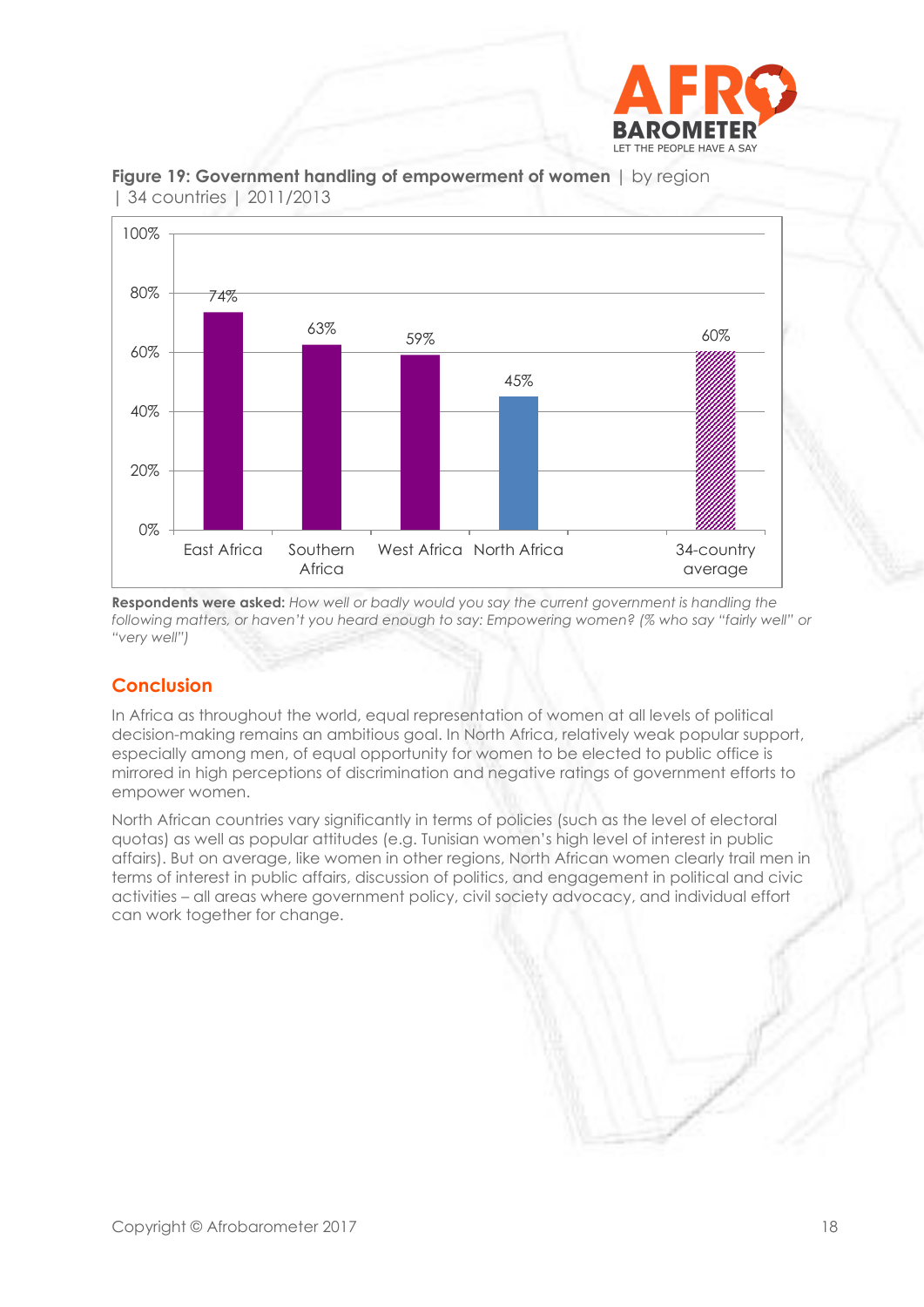**Figure 19: Government handling of empowerment of women** | by region | 34 countries | 2011/2013

| Region | % |
|---|---|
| East Africa | 74% |
| Southern Africa | 63% |
| West Africa | 59% |
| North Africa | 45% |
| 34-country average | 60% |

**Respondents were asked:** *How well or badly would you say the current government is handling the following matters, or haven't you heard enough to say: Empowering women? (% who say "fairly well" or "very well")*

## Conclusion

In Africa as throughout the world, equal representation of women at all levels of political decision-making remains an ambitious goal. In North Africa, relatively weak popular support, especially among men, of equal opportunity for women to be elected to public office is mirrored in high perceptions of discrimination and negative ratings of government efforts to empower women.

North African countries vary significantly in terms of policies (such as the level of electoral quotas) as well as popular attitudes (e.g. Tunisian women's high level of interest in public affairs). But on average, like women in other regions, North African women clearly trail men in terms of interest in public affairs, discussion of politics, and engagement in political and civic activities – all areas where government policy, civil society advocacy, and individual effort can work together for change.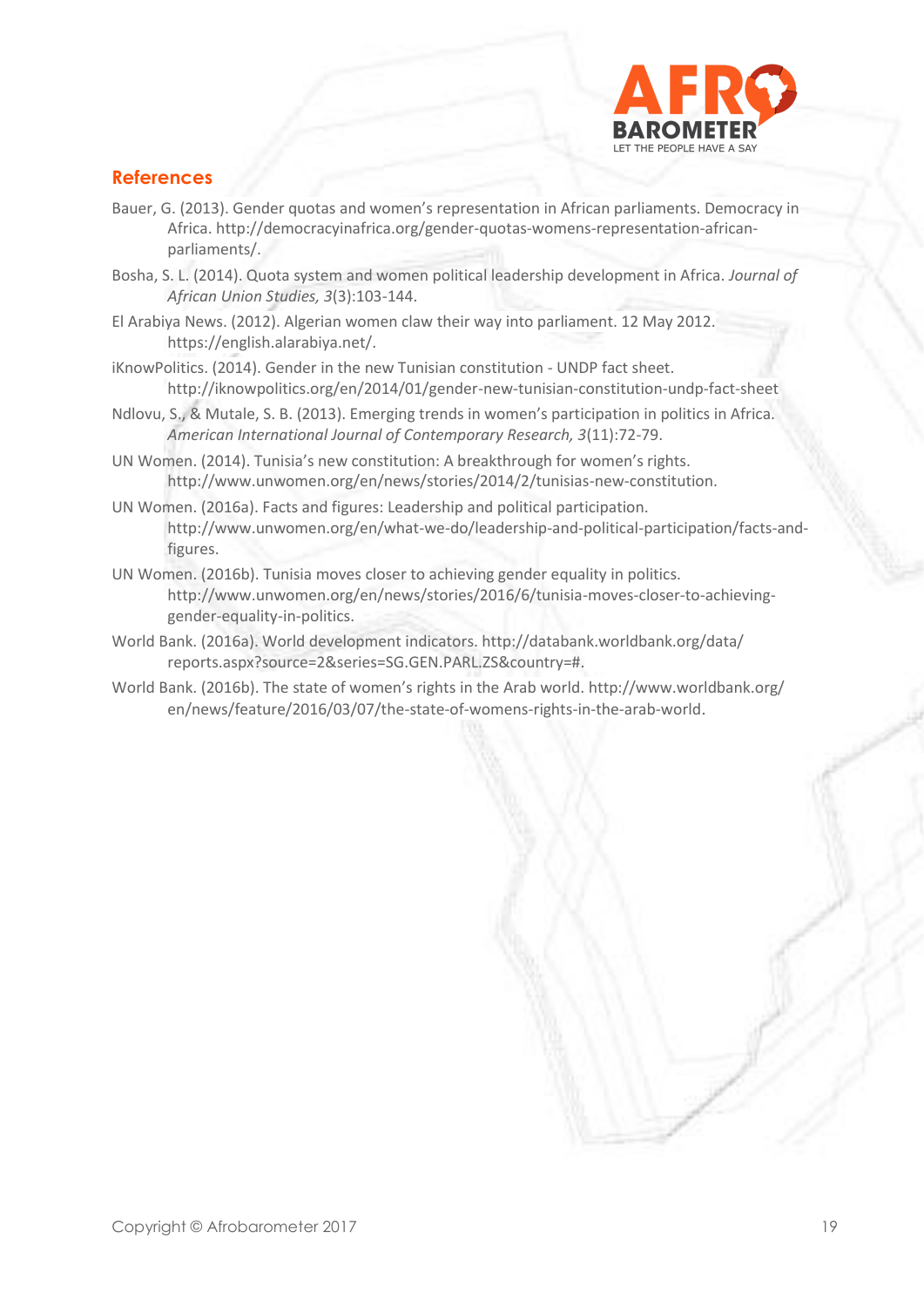## References

Bauer, G. (2013). Gender quotas and women's representation in African parliaments. Democracy in Africa. http://democracyinafrica.org/gender-quotas-womens-representation-african-parliaments/.

Bosha, S. L. (2014). Quota system and women political leadership development in Africa. *Journal of African Union Studies, 3*(3):103-144.

El Arabiya News. (2012). Algerian women claw their way into parliament. 12 May 2012. https://english.alarabiya.net/.

iKnowPolitics. (2014). Gender in the new Tunisian constitution - UNDP fact sheet. http://iknowpolitics.org/en/2014/01/gender-new-tunisian-constitution-undp-fact-sheet

Ndlovu, S., & Mutale, S. B. (2013). Emerging trends in women's participation in politics in Africa. *American International Journal of Contemporary Research, 3*(11):72-79.

UN Women. (2014). Tunisia's new constitution: A breakthrough for women's rights. http://www.unwomen.org/en/news/stories/2014/2/tunisias-new-constitution.

UN Women. (2016a). Facts and figures: Leadership and political participation. http://www.unwomen.org/en/what-we-do/leadership-and-political-participation/facts-and-figures.

UN Women. (2016b). Tunisia moves closer to achieving gender equality in politics. http://www.unwomen.org/en/news/stories/2016/6/tunisia-moves-closer-to-achieving-gender-equality-in-politics.

World Bank. (2016a). World development indicators. http://databank.worldbank.org/data/reports.aspx?source=2&series=SG.GEN.PARL.ZS&country=#.

World Bank. (2016b). The state of women's rights in the Arab world. http://www.worldbank.org/en/news/feature/2016/03/07/the-state-of-womens-rights-in-the-arab-world.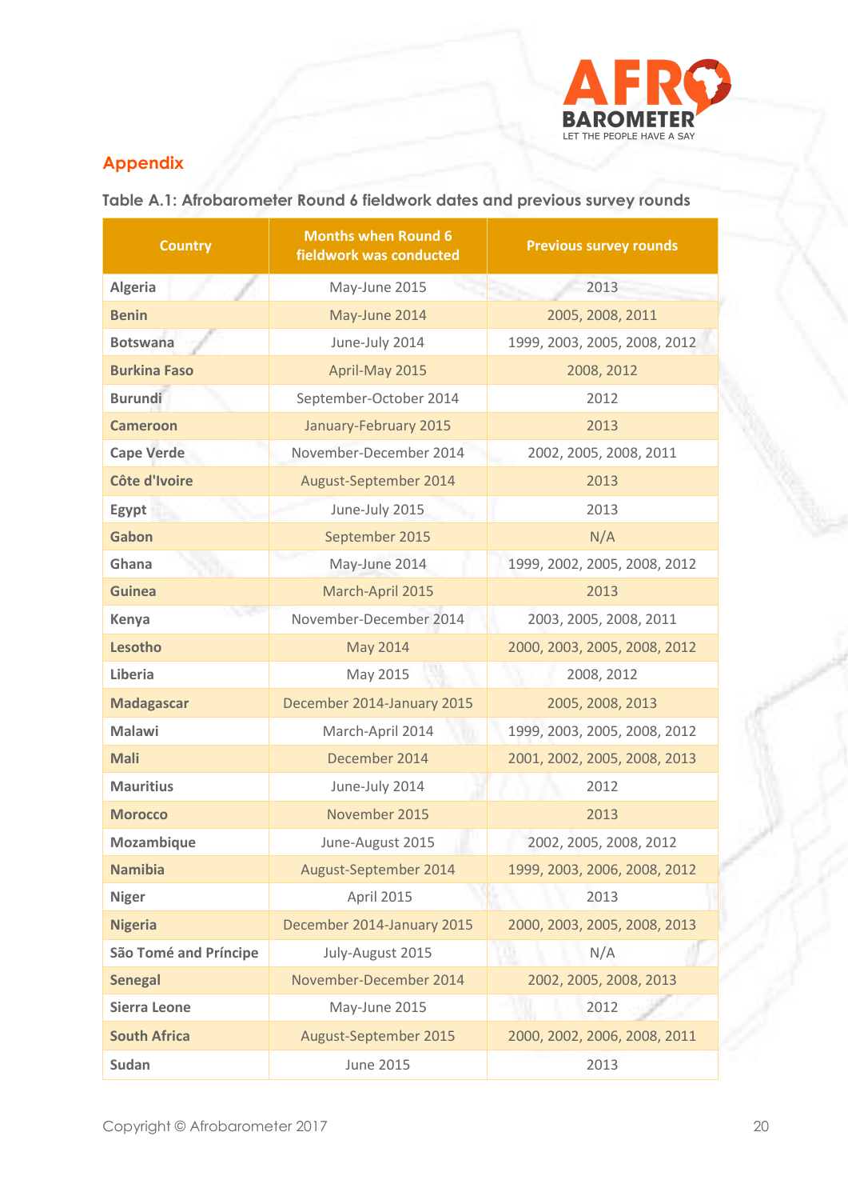## Appendix

**Table A.1: Afrobarometer Round 6 fieldwork dates and previous survey rounds**

| Country | Months when Round 6 fieldwork was conducted | Previous survey rounds |
|---|---|---|
| Algeria | May-June 2015 | 2013 |
| Benin | May-June 2014 | 2005, 2008, 2011 |
| Botswana | June-July 2014 | 1999, 2003, 2005, 2008, 2012 |
| Burkina Faso | April-May 2015 | 2008, 2012 |
| Burundi | September-October 2014 | 2012 |
| Cameroon | January-February 2015 | 2013 |
| Cape Verde | November-December 2014 | 2002, 2005, 2008, 2011 |
| Côte d'Ivoire | August-September 2014 | 2013 |
| Egypt | June-July 2015 | 2013 |
| Gabon | September 2015 | N/A |
| Ghana | May-June 2014 | 1999, 2002, 2005, 2008, 2012 |
| Guinea | March-April 2015 | 2013 |
| Kenya | November-December 2014 | 2003, 2005, 2008, 2011 |
| Lesotho | May 2014 | 2000, 2003, 2005, 2008, 2012 |
| Liberia | May 2015 | 2008, 2012 |
| Madagascar | December 2014-January 2015 | 2005, 2008, 2013 |
| Malawi | March-April 2014 | 1999, 2003, 2005, 2008, 2012 |
| Mali | December 2014 | 2001, 2002, 2005, 2008, 2013 |
| Mauritius | June-July 2014 | 2012 |
| Morocco | November 2015 | 2013 |
| Mozambique | June-August 2015 | 2002, 2005, 2008, 2012 |
| Namibia | August-September 2014 | 1999, 2003, 2006, 2008, 2012 |
| Niger | April 2015 | 2013 |
| Nigeria | December 2014-January 2015 | 2000, 2003, 2005, 2008, 2013 |
| São Tomé and Príncipe | July-August 2015 | N/A |
| Senegal | November-December 2014 | 2002, 2005, 2008, 2013 |
| Sierra Leone | May-June 2015 | 2012 |
| South Africa | August-September 2015 | 2000, 2002, 2006, 2008, 2011 |
| Sudan | June 2015 | 2013 |

Copyright © Afrobarometer 2017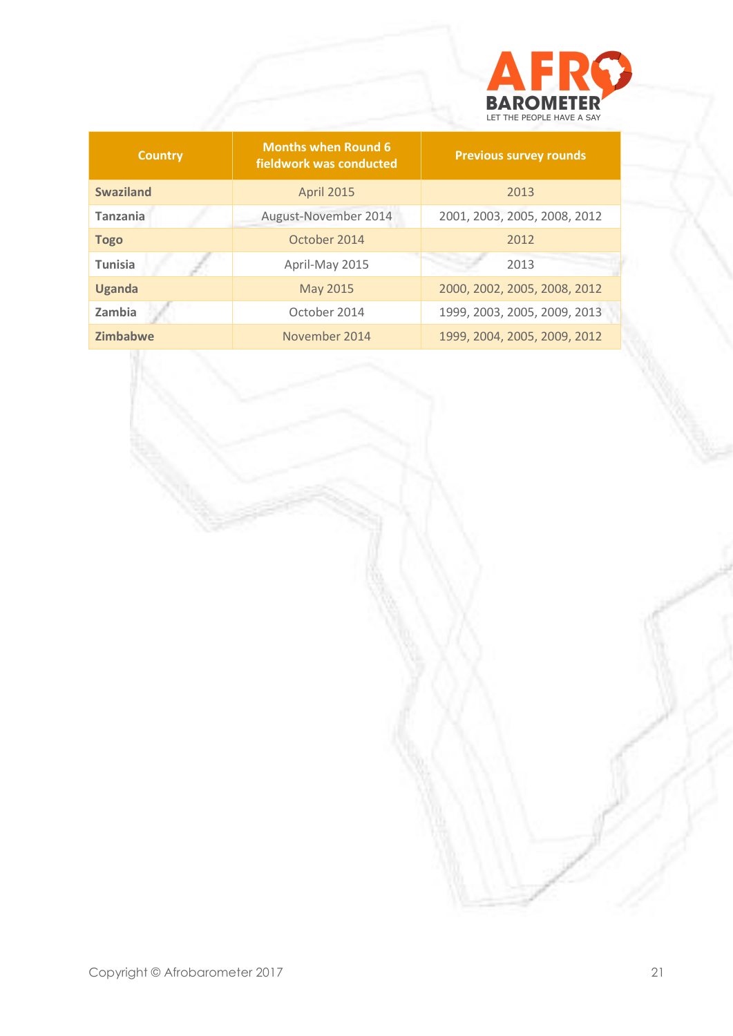| Country | Months when Round 6 fieldwork was conducted | Previous survey rounds |
| --- | --- | --- |
| **Swaziland** | April 2015 | 2013 |
| **Tanzania** | August-November 2014 | 2001, 2003, 2005, 2008, 2012 |
| **Togo** | October 2014 | 2012 |
| **Tunisia** | April-May 2015 | 2013 |
| **Uganda** | May 2015 | 2000, 2002, 2005, 2008, 2012 |
| **Zambia** | October 2014 | 1999, 2003, 2005, 2009, 2013 |
| **Zimbabwe** | November 2014 | 1999, 2004, 2005, 2009, 2012 |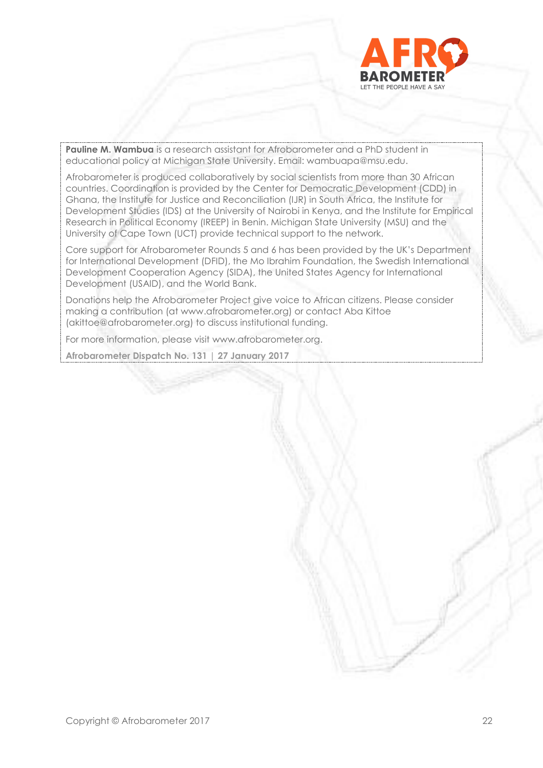**Pauline M. Wambua** is a research assistant for Afrobarometer and a PhD student in educational policy at Michigan State University. Email: wambuapa@msu.edu.

Afrobarometer is produced collaboratively by social scientists from more than 30 African countries. Coordination is provided by the Center for Democratic Development (CDD) in Ghana, the Institute for Justice and Reconciliation (IJR) in South Africa, the Institute for Development Studies (IDS) at the University of Nairobi in Kenya, and the Institute for Empirical Research in Political Economy (IREEP) in Benin. Michigan State University (MSU) and the University of Cape Town (UCT) provide technical support to the network.

Core support for Afrobarometer Rounds 5 and 6 has been provided by the UK's Department for International Development (DFID), the Mo Ibrahim Foundation, the Swedish International Development Cooperation Agency (SIDA), the United States Agency for International Development (USAID), and the World Bank.

Donations help the Afrobarometer Project give voice to African citizens. Please consider making a contribution (at www.afrobarometer.org) or contact Aba Kittoe (akittoe@afrobarometer.org) to discuss institutional funding.

For more information, please visit www.afrobarometer.org.

**Afrobarometer Dispatch No. 131 | 27 January 2017**